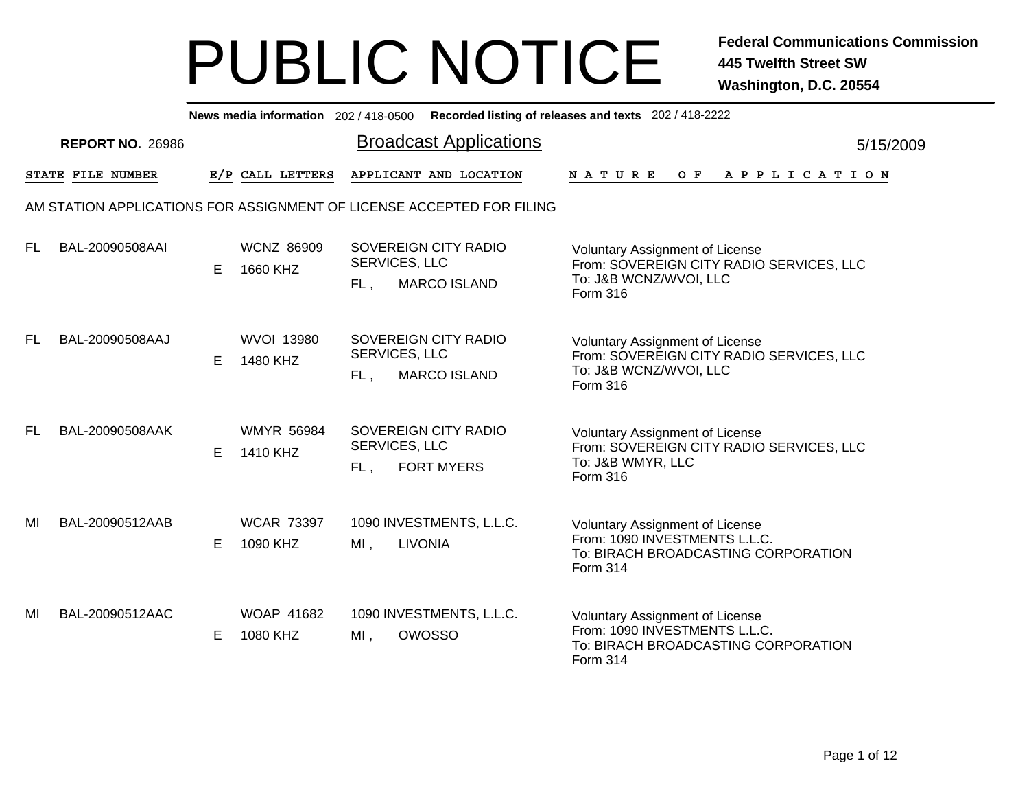# PUBLIC NOTICE

**Federal Communications Commission**
**445 Twelfth Street SW**
**Washington, D.C. 20554**

**News media information** 202 / 418-0500 **Recorded listing of releases and texts** 202 / 418-2222

**REPORT NO.** 26986

## Broadcast Applications

5/15/2009

AM STATION APPLICATIONS FOR ASSIGNMENT OF LICENSE ACCEPTED FOR FILING

| STATE | FILE NUMBER | E/P | CALL LETTERS | APPLICANT AND LOCATION | NATURE OF APPLICATION |
|---|---|---|---|---|---|
| FL | BAL-20090508AAI | E | WCNZ 86909<br>1660 KHZ | SOVEREIGN CITY RADIO SERVICES, LLC<br>FL , MARCO ISLAND | Voluntary Assignment of License<br>From: SOVEREIGN CITY RADIO SERVICES, LLC<br>To: J&B WCNZ/WVOI, LLC<br>Form 316 |
| FL | BAL-20090508AAJ | E | WVOI 13980<br>1480 KHZ | SOVEREIGN CITY RADIO SERVICES, LLC<br>FL , MARCO ISLAND | Voluntary Assignment of License<br>From: SOVEREIGN CITY RADIO SERVICES, LLC<br>To: J&B WCNZ/WVOI, LLC<br>Form 316 |
| FL | BAL-20090508AAK | E | WMYR 56984<br>1410 KHZ | SOVEREIGN CITY RADIO SERVICES, LLC<br>FL , FORT MYERS | Voluntary Assignment of License<br>From: SOVEREIGN CITY RADIO SERVICES, LLC<br>To: J&B WMYR, LLC<br>Form 316 |
| MI | BAL-20090512AAB | E | WCAR 73397<br>1090 KHZ | 1090 INVESTMENTS, L.L.C.<br>MI , LIVONIA | Voluntary Assignment of License<br>From: 1090 INVESTMENTS L.L.C.<br>To: BIRACH BROADCASTING CORPORATION<br>Form 314 |
| MI | BAL-20090512AAC | E | WOAP 41682<br>1080 KHZ | 1090 INVESTMENTS, L.L.C.<br>MI , OWOSSO | Voluntary Assignment of License<br>From: 1090 INVESTMENTS L.L.C.<br>To: BIRACH BROADCASTING CORPORATION<br>Form 314 |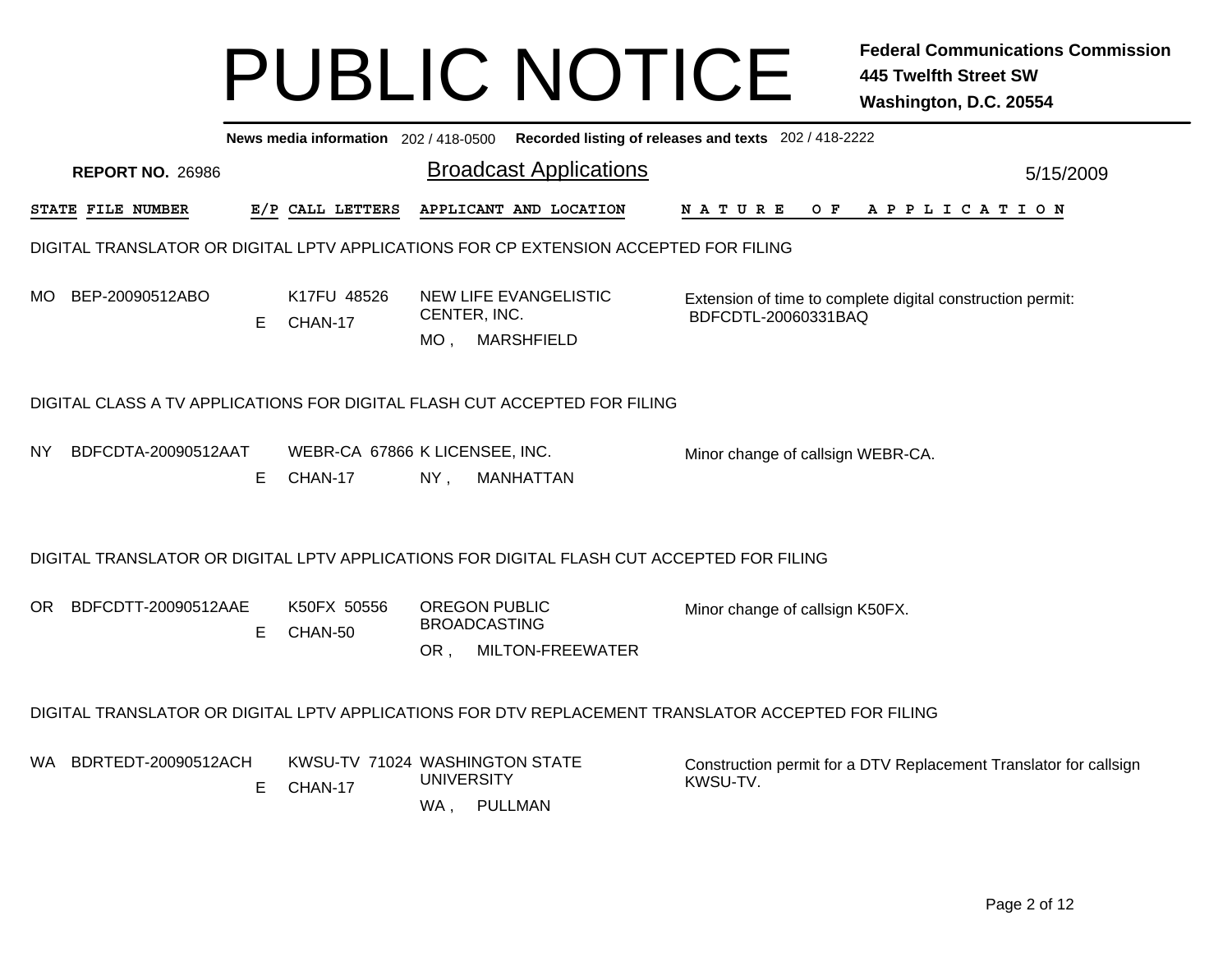# PUBLIC NOTICE

**Federal Communications Commission**
**445 Twelfth Street SW**
**Washington, D.C. 20554**

**News media information** 202 / 418-0500 **Recorded listing of releases and texts** 202 / 418-2222

**REPORT NO.** 26986

## Broadcast Applications

5/15/2009

| STATE | FILE NUMBER | E/P | CALL LETTERS | APPLICANT AND LOCATION | NATURE OF APPLICATION |
|---|---|---|---|---|---|

### DIGITAL TRANSLATOR OR DIGITAL LPTV APPLICATIONS FOR CP EXTENSION ACCEPTED FOR FILING

| STATE | FILE NUMBER | E/P | CALL LETTERS | APPLICANT AND LOCATION | NATURE OF APPLICATION |
|---|---|---|---|---|---|
| MO | BEP-20090512ABO | E | K17FU 48526 CHAN-17 | NEW LIFE EVANGELISTIC CENTER, INC. MO , MARSHFIELD | Extension of time to complete digital construction permit: BDFCDTL-20060331BAQ |

### DIGITAL CLASS A TV APPLICATIONS FOR DIGITAL FLASH CUT ACCEPTED FOR FILING

| STATE | FILE NUMBER | E/P | CALL LETTERS | APPLICANT AND LOCATION | NATURE OF APPLICATION |
|---|---|---|---|---|---|
| NY | BDFCDTA-20090512AAT | E | WEBR-CA 67866 CHAN-17 | K LICENSEE, INC. NY , MANHATTAN | Minor change of callsign WEBR-CA. |

### DIGITAL TRANSLATOR OR DIGITAL LPTV APPLICATIONS FOR DIGITAL FLASH CUT ACCEPTED FOR FILING

| STATE | FILE NUMBER | E/P | CALL LETTERS | APPLICANT AND LOCATION | NATURE OF APPLICATION |
|---|---|---|---|---|---|
| OR | BDFCDTT-20090512AAE | E | K50FX 50556 CHAN-50 | OREGON PUBLIC BROADCASTING OR , MILTON-FREEWATER | Minor change of callsign K50FX. |

### DIGITAL TRANSLATOR OR DIGITAL LPTV APPLICATIONS FOR DTV REPLACEMENT TRANSLATOR ACCEPTED FOR FILING

| STATE | FILE NUMBER | E/P | CALL LETTERS | APPLICANT AND LOCATION | NATURE OF APPLICATION |
|---|---|---|---|---|---|
| WA | BDRTEDT-20090512ACH | E | KWSU-TV 71024 CHAN-17 | WASHINGTON STATE UNIVERSITY WA , PULLMAN | Construction permit for a DTV Replacement Translator for callsign KWSU-TV. |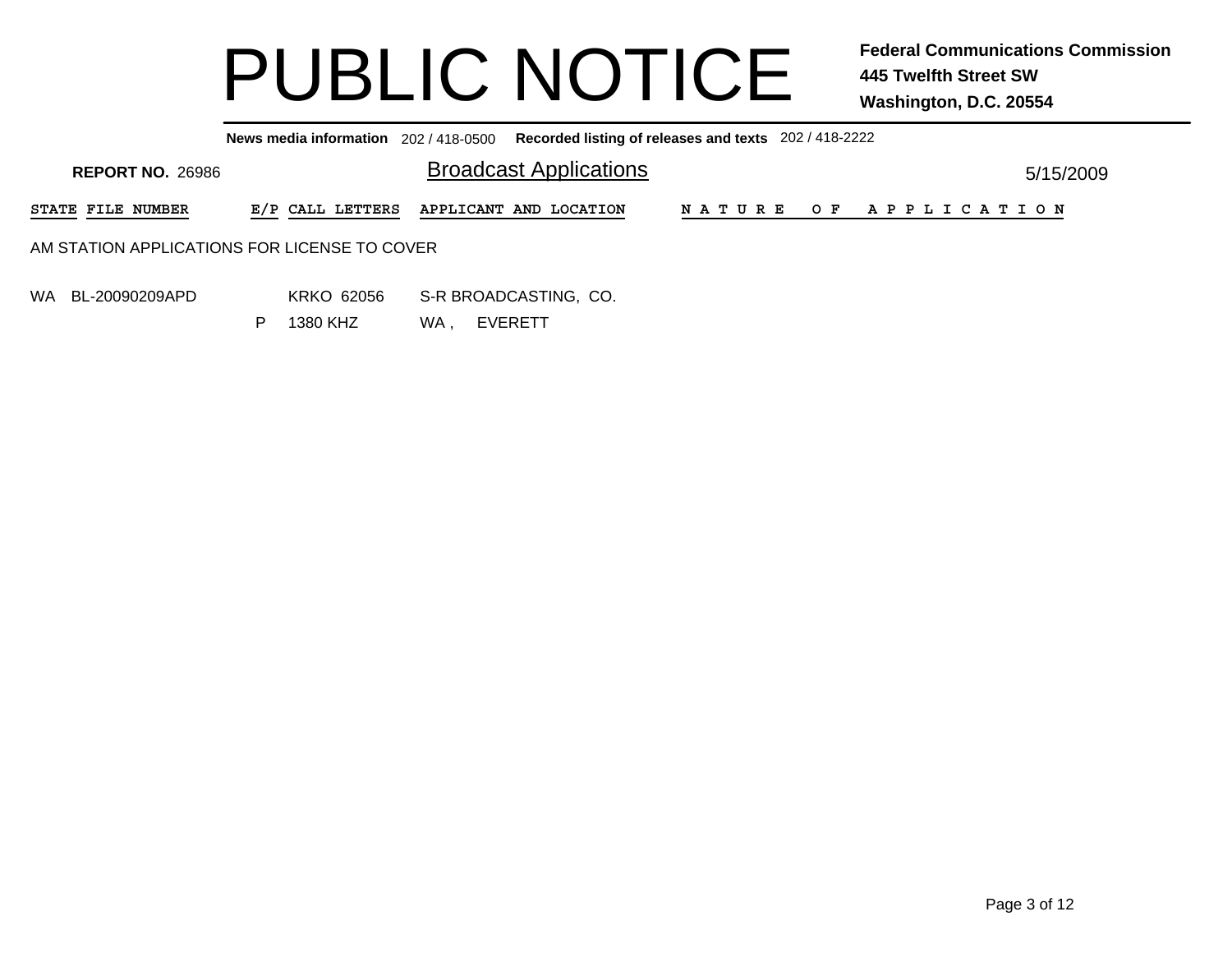# PUBLIC NOTICE

**Federal Communications Commission**
**445 Twelfth Street SW**
**Washington, D.C. 20554**

**News media information** 202 / 418-0500 **Recorded listing of releases and texts** 202 / 418-2222

**REPORT NO.** 26986

## Broadcast Applications

5/15/2009

| STATE | FILE NUMBER | E/P | CALL LETTERS | APPLICANT AND LOCATION | NATURE OF APPLICATION |
|---|---|---|---|---|---|

AM STATION APPLICATIONS FOR LICENSE TO COVER

| STATE | FILE NUMBER | E/P | CALL LETTERS | APPLICANT AND LOCATION | NATURE OF APPLICATION |
|---|---|---|---|---|---|
| WA | BL-20090209APD | P | KRKO 62056<br>1380 KHZ | S-R BROADCASTING, CO.<br>WA , EVERETT | |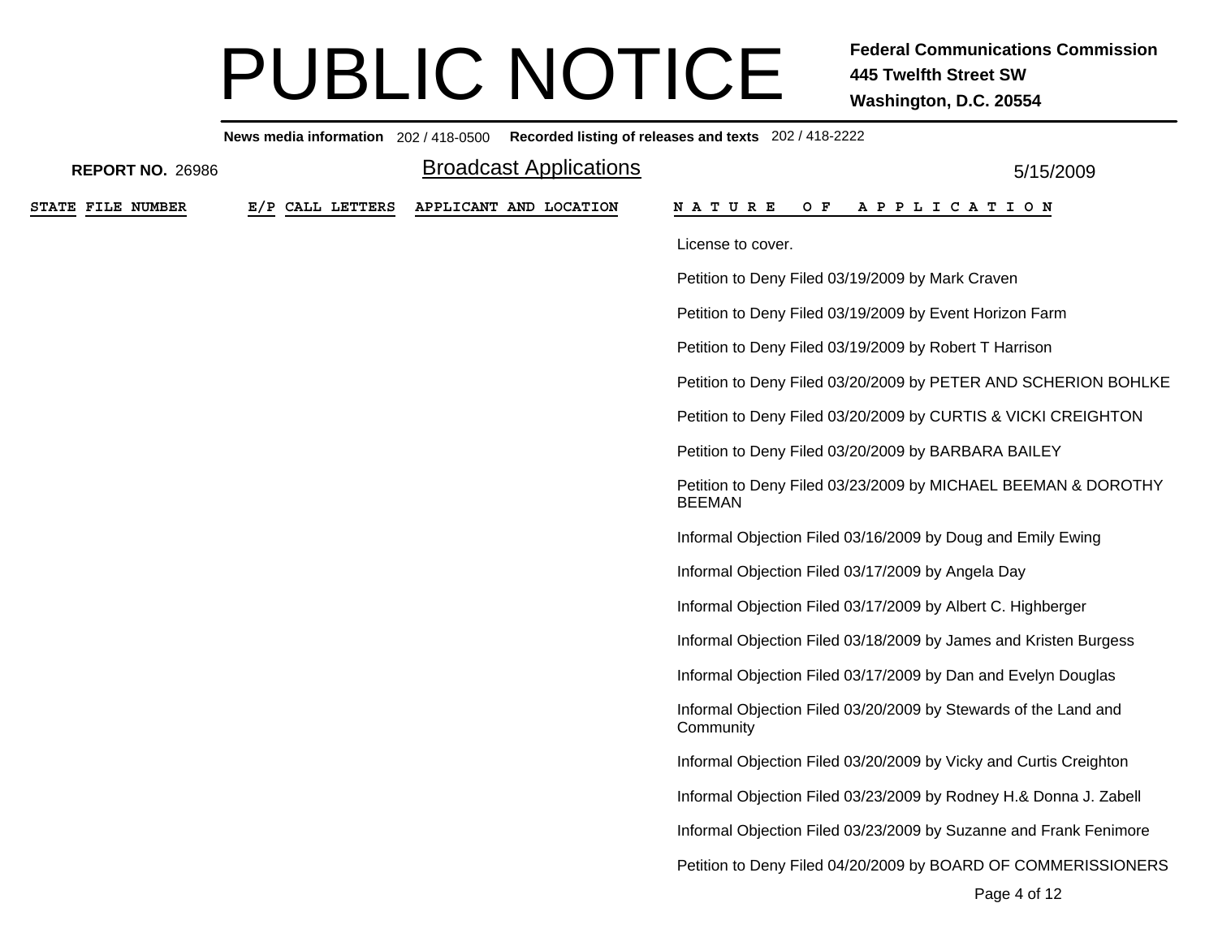# PUBLIC NOTICE

**Federal Communications Commission**
**445 Twelfth Street SW**
**Washington, D.C. 20554**

**News media information** 202 / 418-0500 **Recorded listing of releases and texts** 202 / 418-2222

**REPORT NO.** 26986

## Broadcast Applications

5/15/2009

| STATE | FILE NUMBER | E/P | CALL LETTERS | APPLICANT AND LOCATION | NATURE OF APPLICATION |
|---|---|---|---|---|---|
| | | | | | License to cover. |
| | | | | | Petition to Deny Filed 03/19/2009 by Mark Craven |
| | | | | | Petition to Deny Filed 03/19/2009 by Event Horizon Farm |
| | | | | | Petition to Deny Filed 03/19/2009 by Robert T Harrison |
| | | | | | Petition to Deny Filed 03/20/2009 by PETER AND SCHERION BOHLKE |
| | | | | | Petition to Deny Filed 03/20/2009 by CURTIS & VICKI CREIGHTON |
| | | | | | Petition to Deny Filed 03/20/2009 by BARBARA BAILEY |
| | | | | | Petition to Deny Filed 03/23/2009 by MICHAEL BEEMAN & DOROTHY BEEMAN |
| | | | | | Informal Objection Filed 03/16/2009 by Doug and Emily Ewing |
| | | | | | Informal Objection Filed 03/17/2009 by Angela Day |
| | | | | | Informal Objection Filed 03/17/2009 by Albert C. Highberger |
| | | | | | Informal Objection Filed 03/18/2009 by James and Kristen Burgess |
| | | | | | Informal Objection Filed 03/17/2009 by Dan and Evelyn Douglas |
| | | | | | Informal Objection Filed 03/20/2009 by Stewards of the Land and Community |
| | | | | | Informal Objection Filed 03/20/2009 by Vicky and Curtis Creighton |
| | | | | | Informal Objection Filed 03/23/2009 by Rodney H.& Donna J. Zabell |
| | | | | | Informal Objection Filed 03/23/2009 by Suzanne and Frank Fenimore |
| | | | | | Petition to Deny Filed 04/20/2009 by BOARD OF COMMERISSIONERS |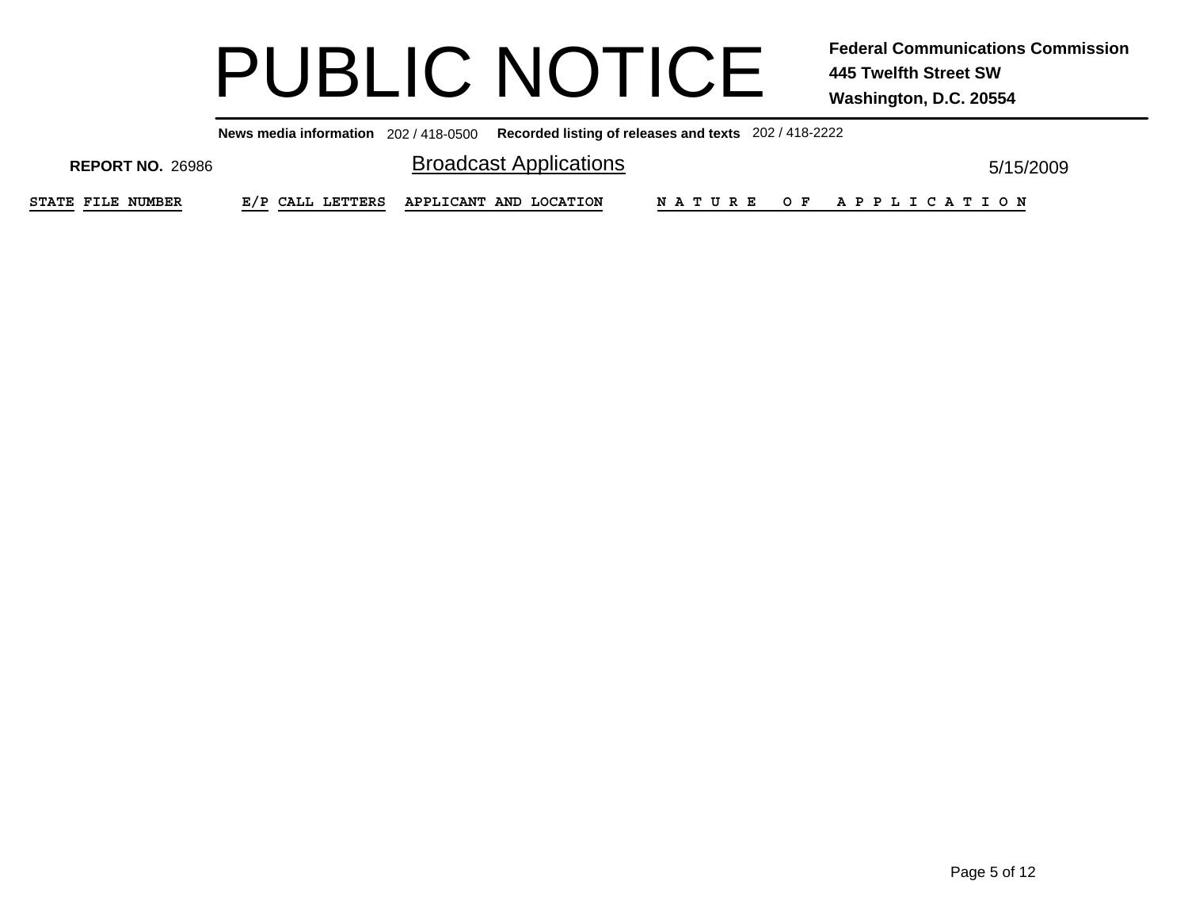# PUBLIC NOTICE

**Federal Communications Commission**
**445 Twelfth Street SW**
**Washington, D.C. 20554**

**News media information** 202 / 418-0500 **Recorded listing of releases and texts** 202 / 418-2222

**REPORT NO.** 26986

## Broadcast Applications

5/15/2009

| STATE | FILE NUMBER | E/P | CALL LETTERS | APPLICANT AND LOCATION | NATURE OF APPLICATION |
|---|---|---|---|---|---|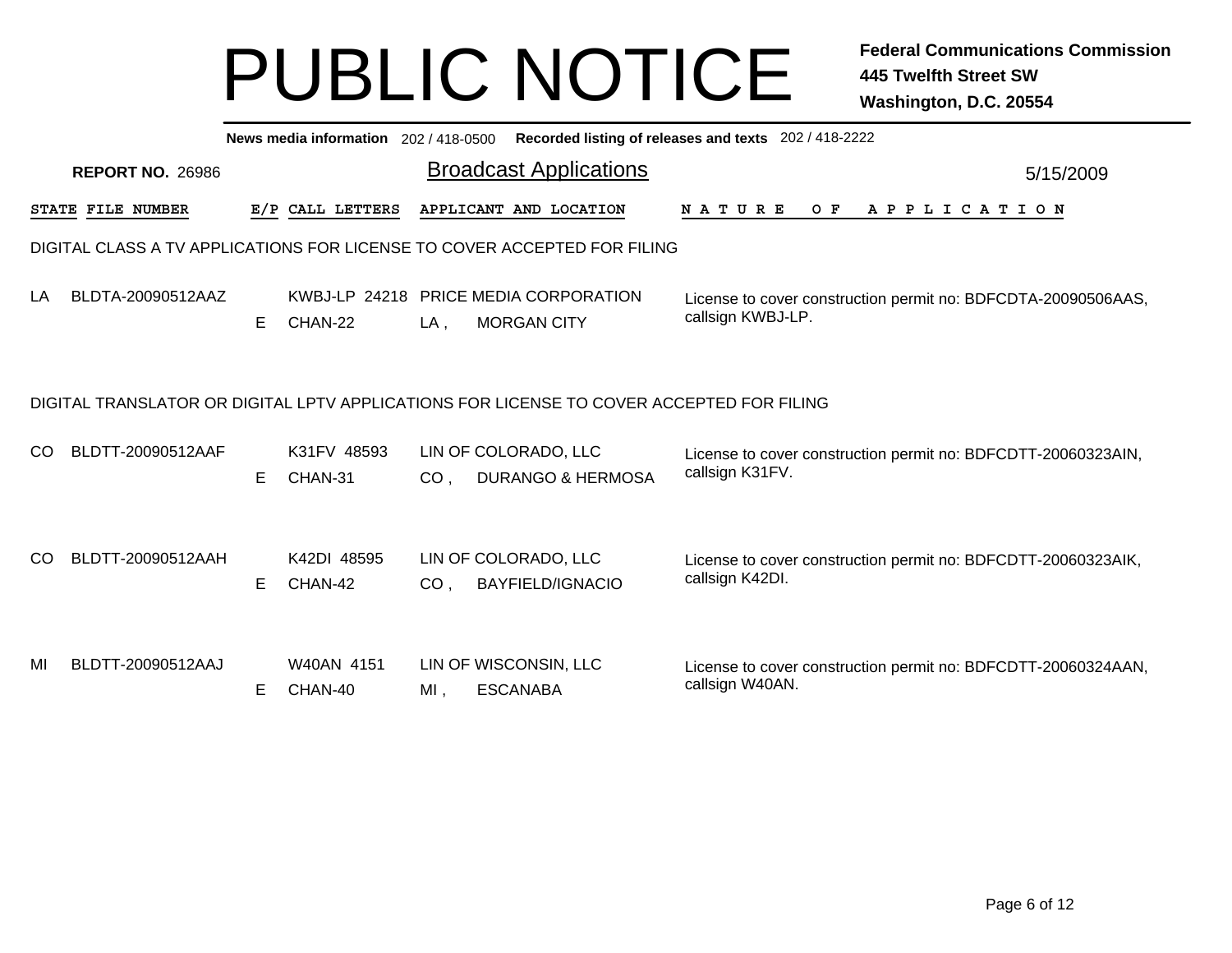# PUBLIC NOTICE

**Federal Communications Commission**
**445 Twelfth Street SW**
**Washington, D.C. 20554**

**News media information** 202 / 418-0500 **Recorded listing of releases and texts** 202 / 418-2222

**REPORT NO.** 26986

## Broadcast Applications

5/15/2009

### DIGITAL CLASS A TV APPLICATIONS FOR LICENSE TO COVER ACCEPTED FOR FILING

| STATE | FILE NUMBER | E/P | CALL LETTERS | APPLICANT AND LOCATION | NATURE OF APPLICATION |
|---|---|---|---|---|---|
| LA | BLDTA-20090512AAZ | E | KWBJ-LP 24218<br>CHAN-22 | PRICE MEDIA CORPORATION<br>LA , MORGAN CITY | License to cover construction permit no: BDFCDTA-20090506AAS, callsign KWBJ-LP. |

### DIGITAL TRANSLATOR OR DIGITAL LPTV APPLICATIONS FOR LICENSE TO COVER ACCEPTED FOR FILING

| STATE | FILE NUMBER | E/P | CALL LETTERS | APPLICANT AND LOCATION | NATURE OF APPLICATION |
|---|---|---|---|---|---|
| CO | BLDTT-20090512AAF | E | K31FV 48593<br>CHAN-31 | LIN OF COLORADO, LLC<br>CO , DURANGO & HERMOSA | License to cover construction permit no: BDFCDTT-20060323AIN, callsign K31FV. |
| CO | BLDTT-20090512AAH | E | K42DI 48595<br>CHAN-42 | LIN OF COLORADO, LLC<br>CO , BAYFIELD/IGNACIO | License to cover construction permit no: BDFCDTT-20060323AIK, callsign K42DI. |
| MI | BLDTT-20090512AAJ | E | W40AN 4151<br>CHAN-40 | LIN OF WISCONSIN, LLC<br>MI , ESCANABA | License to cover construction permit no: BDFCDTT-20060324AAN, callsign W40AN. |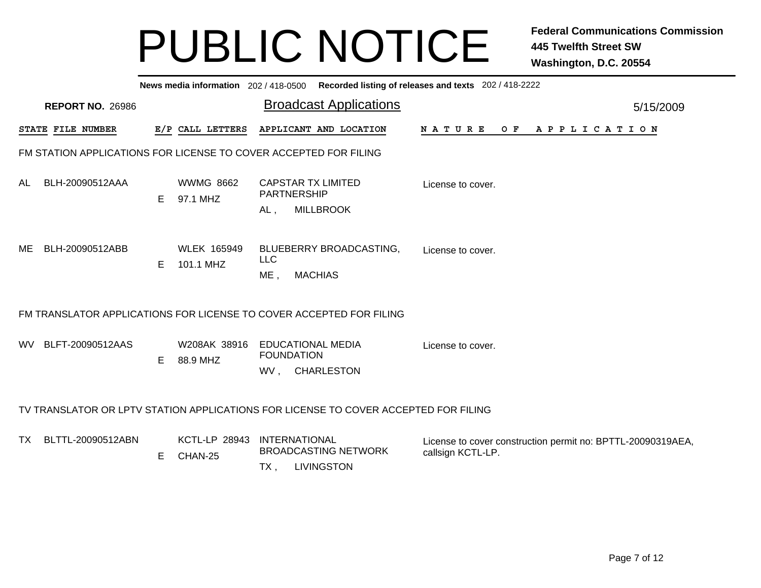# PUBLIC NOTICE

**Federal Communications Commission**
**445 Twelfth Street SW**
**Washington, D.C. 20554**

**News media information** 202 / 418-0500 **Recorded listing of releases and texts** 202 / 418-2222

**REPORT NO.** 26986

## Broadcast Applications

5/15/2009

### FM STATION APPLICATIONS FOR LICENSE TO COVER ACCEPTED FOR FILING

| STATE | FILE NUMBER | E/P | CALL LETTERS | APPLICANT AND LOCATION | NATURE OF APPLICATION |
|---|---|---|---|---|---|
| AL | BLH-20090512AAA | E | WWMG 8662<br>97.1 MHZ | CAPSTAR TX LIMITED PARTNERSHIP<br>AL , MILLBROOK | License to cover. |
| ME | BLH-20090512ABB | E | WLEK 165949<br>101.1 MHZ | BLUEBERRY BROADCASTING, LLC<br>ME , MACHIAS | License to cover. |

### FM TRANSLATOR APPLICATIONS FOR LICENSE TO COVER ACCEPTED FOR FILING

| STATE | FILE NUMBER | E/P | CALL LETTERS | APPLICANT AND LOCATION | NATURE OF APPLICATION |
|---|---|---|---|---|---|
| WV | BLFT-20090512AAS | E | W208AK 38916<br>88.9 MHZ | EDUCATIONAL MEDIA FOUNDATION<br>WV , CHARLESTON | License to cover. |

### TV TRANSLATOR OR LPTV STATION APPLICATIONS FOR LICENSE TO COVER ACCEPTED FOR FILING

| STATE | FILE NUMBER | E/P | CALL LETTERS | APPLICANT AND LOCATION | NATURE OF APPLICATION |
|---|---|---|---|---|---|
| TX | BLTTL-20090512ABN | E | KCTL-LP 28943<br>CHAN-25 | INTERNATIONAL BROADCASTING NETWORK<br>TX , LIVINGSTON | License to cover construction permit no: BPTTL-20090319AEA, callsign KCTL-LP. |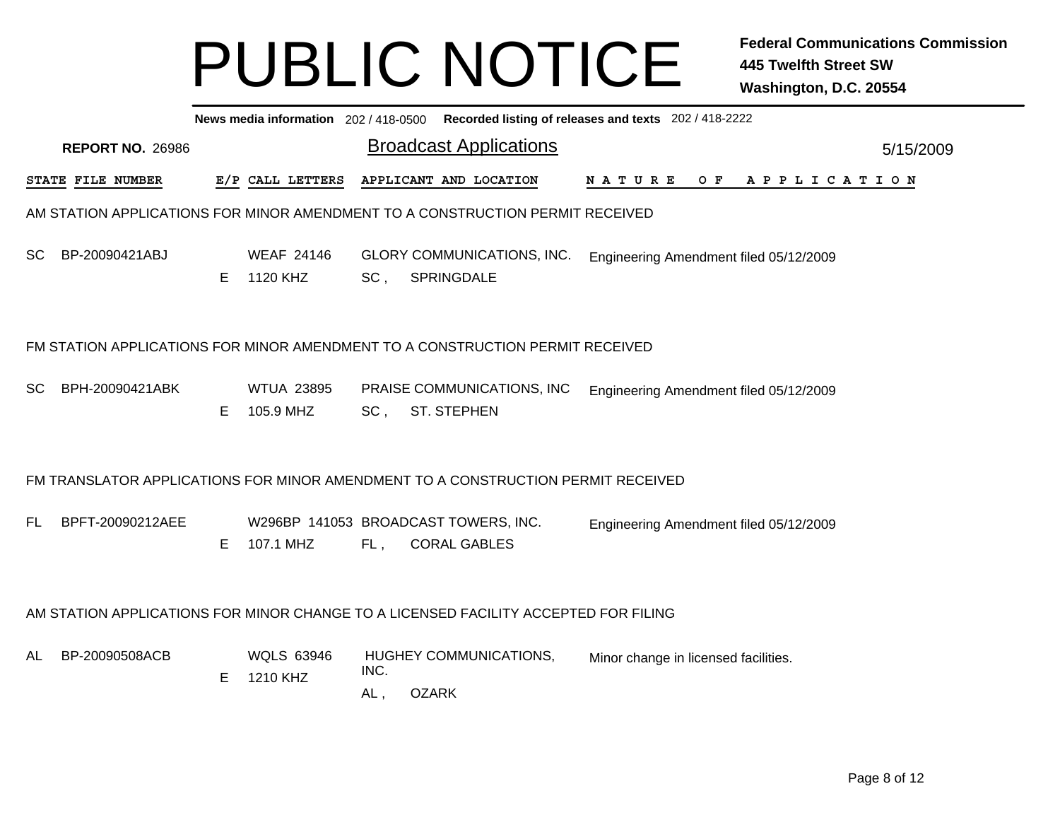# PUBLIC NOTICE

**Federal Communications Commission**
**445 Twelfth Street SW**
**Washington, D.C. 20554**

**News media information** 202 / 418-0500 **Recorded listing of releases and texts** 202 / 418-2222

**REPORT NO.** 26986

## Broadcast Applications

5/15/2009

| STATE | FILE NUMBER | E/P | CALL LETTERS | APPLICANT AND LOCATION | NATURE OF APPLICATION |
|---|---|---|---|---|---|

### AM STATION APPLICATIONS FOR MINOR AMENDMENT TO A CONSTRUCTION PERMIT RECEIVED

| STATE | FILE NUMBER | E/P | CALL LETTERS | APPLICANT AND LOCATION | NATURE OF APPLICATION |
|---|---|---|---|---|---|
| SC | BP-20090421ABJ | E | WEAF 24146<br>1120 KHZ | GLORY COMMUNICATIONS, INC.<br>SC , SPRINGDALE | Engineering Amendment filed 05/12/2009 |

### FM STATION APPLICATIONS FOR MINOR AMENDMENT TO A CONSTRUCTION PERMIT RECEIVED

| STATE | FILE NUMBER | E/P | CALL LETTERS | APPLICANT AND LOCATION | NATURE OF APPLICATION |
|---|---|---|---|---|---|
| SC | BPH-20090421ABK | E | WTUA 23895<br>105.9 MHZ | PRAISE COMMUNICATIONS, INC<br>SC , ST. STEPHEN | Engineering Amendment filed 05/12/2009 |

### FM TRANSLATOR APPLICATIONS FOR MINOR AMENDMENT TO A CONSTRUCTION PERMIT RECEIVED

| STATE | FILE NUMBER | E/P | CALL LETTERS | APPLICANT AND LOCATION | NATURE OF APPLICATION |
|---|---|---|---|---|---|
| FL | BPFT-20090212AEE | E | W296BP 141053<br>107.1 MHZ | BROADCAST TOWERS, INC.<br>FL , CORAL GABLES | Engineering Amendment filed 05/12/2009 |

### AM STATION APPLICATIONS FOR MINOR CHANGE TO A LICENSED FACILITY ACCEPTED FOR FILING

| STATE | FILE NUMBER | E/P | CALL LETTERS | APPLICANT AND LOCATION | NATURE OF APPLICATION |
|---|---|---|---|---|---|
| AL | BP-20090508ACB | E | WQLS 63946<br>1210 KHZ | HUGHEY COMMUNICATIONS, INC.<br>AL , OZARK | Minor change in licensed facilities. |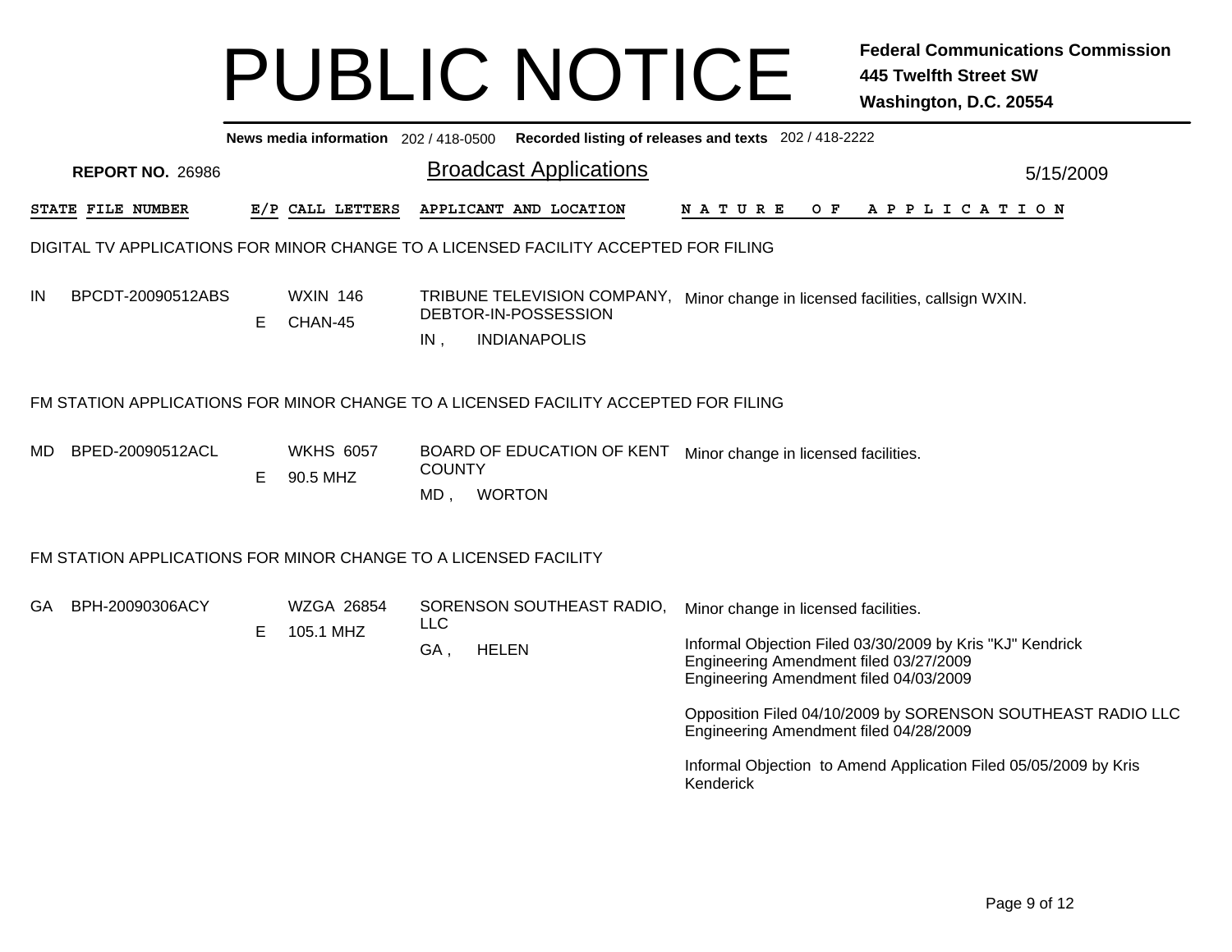# PUBLIC NOTICE

**Federal Communications Commission**
**445 Twelfth Street SW**
**Washington, D.C. 20554**

**News media information** 202 / 418-0500 **Recorded listing of releases and texts** 202 / 418-2222

**REPORT NO.** 26986

## Broadcast Applications

5/15/2009

| STATE | FILE NUMBER | E/P | CALL LETTERS | APPLICANT AND LOCATION | NATURE OF APPLICATION |
|---|---|---|---|---|---|

### DIGITAL TV APPLICATIONS FOR MINOR CHANGE TO A LICENSED FACILITY ACCEPTED FOR FILING

| STATE | FILE NUMBER | E/P | CALL LETTERS | APPLICANT AND LOCATION | NATURE OF APPLICATION |
|---|---|---|---|---|---|
| IN | BPCDT-20090512ABS | E | WXIN 146 CHAN-45 | TRIBUNE TELEVISION COMPANY, DEBTOR-IN-POSSESSION IN , INDIANAPOLIS | Minor change in licensed facilities, callsign WXIN. |

### FM STATION APPLICATIONS FOR MINOR CHANGE TO A LICENSED FACILITY ACCEPTED FOR FILING

| STATE | FILE NUMBER | E/P | CALL LETTERS | APPLICANT AND LOCATION | NATURE OF APPLICATION |
|---|---|---|---|---|---|
| MD | BPED-20090512ACL | E | WKHS 6057 90.5 MHZ | BOARD OF EDUCATION OF KENT COUNTY MD , WORTON | Minor change in licensed facilities. |

### FM STATION APPLICATIONS FOR MINOR CHANGE TO A LICENSED FACILITY

| STATE | FILE NUMBER | E/P | CALL LETTERS | APPLICANT AND LOCATION | NATURE OF APPLICATION |
|---|---|---|---|---|---|
| GA | BPH-20090306ACY | E | WZGA 26854 105.1 MHZ | SORENSON SOUTHEAST RADIO, LLC GA , HELEN | Minor change in licensed facilities.<br><br>Informal Objection Filed 03/30/2009 by Kris "KJ" Kendrick<br>Engineering Amendment filed 03/27/2009<br>Engineering Amendment filed 04/03/2009<br><br>Opposition Filed 04/10/2009 by SORENSON SOUTHEAST RADIO LLC<br>Engineering Amendment filed 04/28/2009<br><br>Informal Objection to Amend Application Filed 05/05/2009 by Kris Kenderick |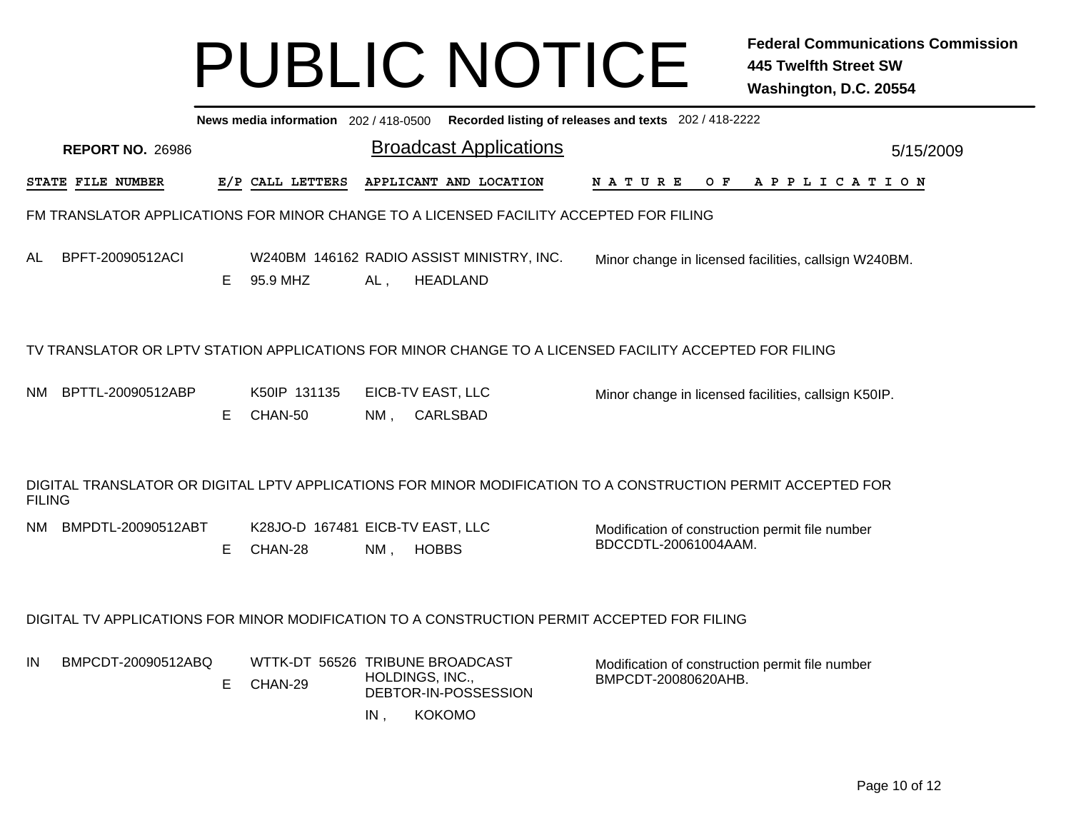# PUBLIC NOTICE

**Federal Communications Commission**
**445 Twelfth Street SW**
**Washington, D.C. 20554**

**News media information** 202 / 418-0500 **Recorded listing of releases and texts** 202 / 418-2222

**REPORT NO.** 26986

## Broadcast Applications

5/15/2009

| STATE | FILE NUMBER | E/P | CALL LETTERS | APPLICANT AND LOCATION | NATURE OF APPLICATION |
|---|---|---|---|---|---|

FM TRANSLATOR APPLICATIONS FOR MINOR CHANGE TO A LICENSED FACILITY ACCEPTED FOR FILING

| STATE | FILE NUMBER | E/P | CALL LETTERS | APPLICANT AND LOCATION | NATURE OF APPLICATION |
|---|---|---|---|---|---|
| AL | BPFT-20090512ACI | E | W240BM 146162<br>95.9 MHZ | RADIO ASSIST MINISTRY, INC.<br>AL , HEADLAND | Minor change in licensed facilities, callsign W240BM. |

TV TRANSLATOR OR LPTV STATION APPLICATIONS FOR MINOR CHANGE TO A LICENSED FACILITY ACCEPTED FOR FILING

| STATE | FILE NUMBER | E/P | CALL LETTERS | APPLICANT AND LOCATION | NATURE OF APPLICATION |
|---|---|---|---|---|---|
| NM | BPTTL-20090512ABP | E | K50IP 131135<br>CHAN-50 | EICB-TV EAST, LLC<br>NM , CARLSBAD | Minor change in licensed facilities, callsign K50IP. |

DIGITAL TRANSLATOR OR DIGITAL LPTV APPLICATIONS FOR MINOR MODIFICATION TO A CONSTRUCTION PERMIT ACCEPTED FOR FILING

| STATE | FILE NUMBER | E/P | CALL LETTERS | APPLICANT AND LOCATION | NATURE OF APPLICATION |
|---|---|---|---|---|---|
| NM | BMPDTL-20090512ABT | E | K28JO-D 167481<br>CHAN-28 | EICB-TV EAST, LLC<br>NM , HOBBS | Modification of construction permit file number BDCCDTL-20061004AAM. |

DIGITAL TV APPLICATIONS FOR MINOR MODIFICATION TO A CONSTRUCTION PERMIT ACCEPTED FOR FILING

| STATE | FILE NUMBER | E/P | CALL LETTERS | APPLICANT AND LOCATION | NATURE OF APPLICATION |
|---|---|---|---|---|---|
| IN | BMPCDT-20090512ABQ | E | WTTK-DT 56526<br>CHAN-29 | TRIBUNE BROADCAST HOLDINGS, INC., DEBTOR-IN-POSSESSION<br>IN , KOKOMO | Modification of construction permit file number BMPCDT-20080620AHB. |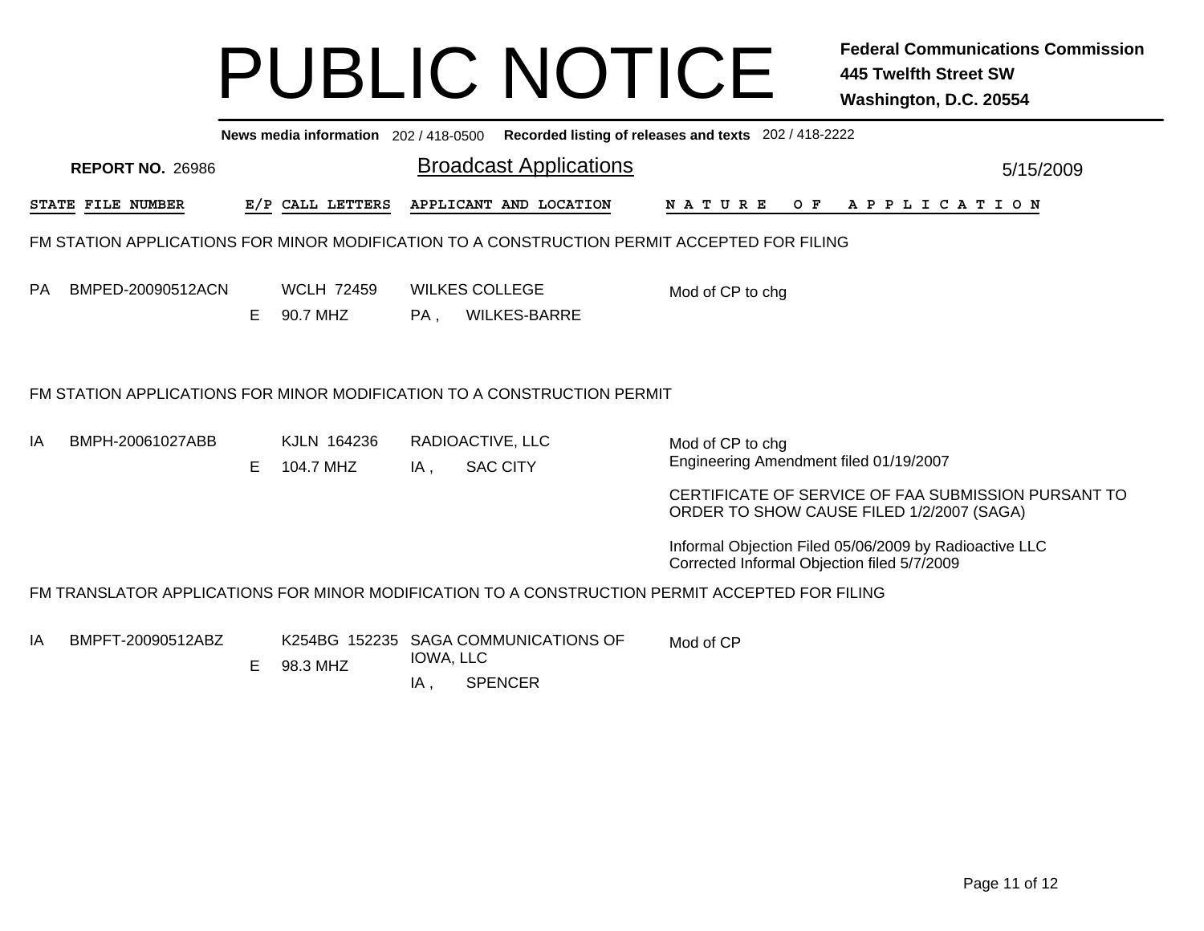# PUBLIC NOTICE

**Federal Communications Commission**
**445 Twelfth Street SW**
**Washington, D.C. 20554**

**News media information** 202 / 418-0500 **Recorded listing of releases and texts** 202 / 418-2222

**REPORT NO.** 26986

## Broadcast Applications

5/15/2009

| STATE | FILE NUMBER | E/P | CALL LETTERS | APPLICANT AND LOCATION | NATURE OF APPLICATION |
|---|---|---|---|---|---|

### FM STATION APPLICATIONS FOR MINOR MODIFICATION TO A CONSTRUCTION PERMIT ACCEPTED FOR FILING

| STATE | FILE NUMBER | E/P | CALL LETTERS | APPLICANT AND LOCATION | NATURE OF APPLICATION |
|---|---|---|---|---|---|
| PA | BMPED-20090512ACN | E | WCLH 72459 90.7 MHZ | WILKES COLLEGE PA , WILKES-BARRE | Mod of CP to chg |

### FM STATION APPLICATIONS FOR MINOR MODIFICATION TO A CONSTRUCTION PERMIT

| STATE | FILE NUMBER | E/P | CALL LETTERS | APPLICANT AND LOCATION | NATURE OF APPLICATION |
|---|---|---|---|---|---|
| IA | BMPH-20061027ABB | E | KJLN 164236 104.7 MHZ | RADIOACTIVE, LLC IA , SAC CITY | Mod of CP to chg<br>Engineering Amendment filed 01/19/2007<br><br>CERTIFICATE OF SERVICE OF FAA SUBMISSION PURSANT TO ORDER TO SHOW CAUSE FILED 1/2/2007 (SAGA)<br><br>Informal Objection Filed 05/06/2009 by Radioactive LLC<br>Corrected Informal Objection filed 5/7/2009 |

### FM TRANSLATOR APPLICATIONS FOR MINOR MODIFICATION TO A CONSTRUCTION PERMIT ACCEPTED FOR FILING

| STATE | FILE NUMBER | E/P | CALL LETTERS | APPLICANT AND LOCATION | NATURE OF APPLICATION |
|---|---|---|---|---|---|
| IA | BMPFT-20090512ABZ | E | K254BG 152235 98.3 MHZ | SAGA COMMUNICATIONS OF IOWA, LLC IA , SPENCER | Mod of CP |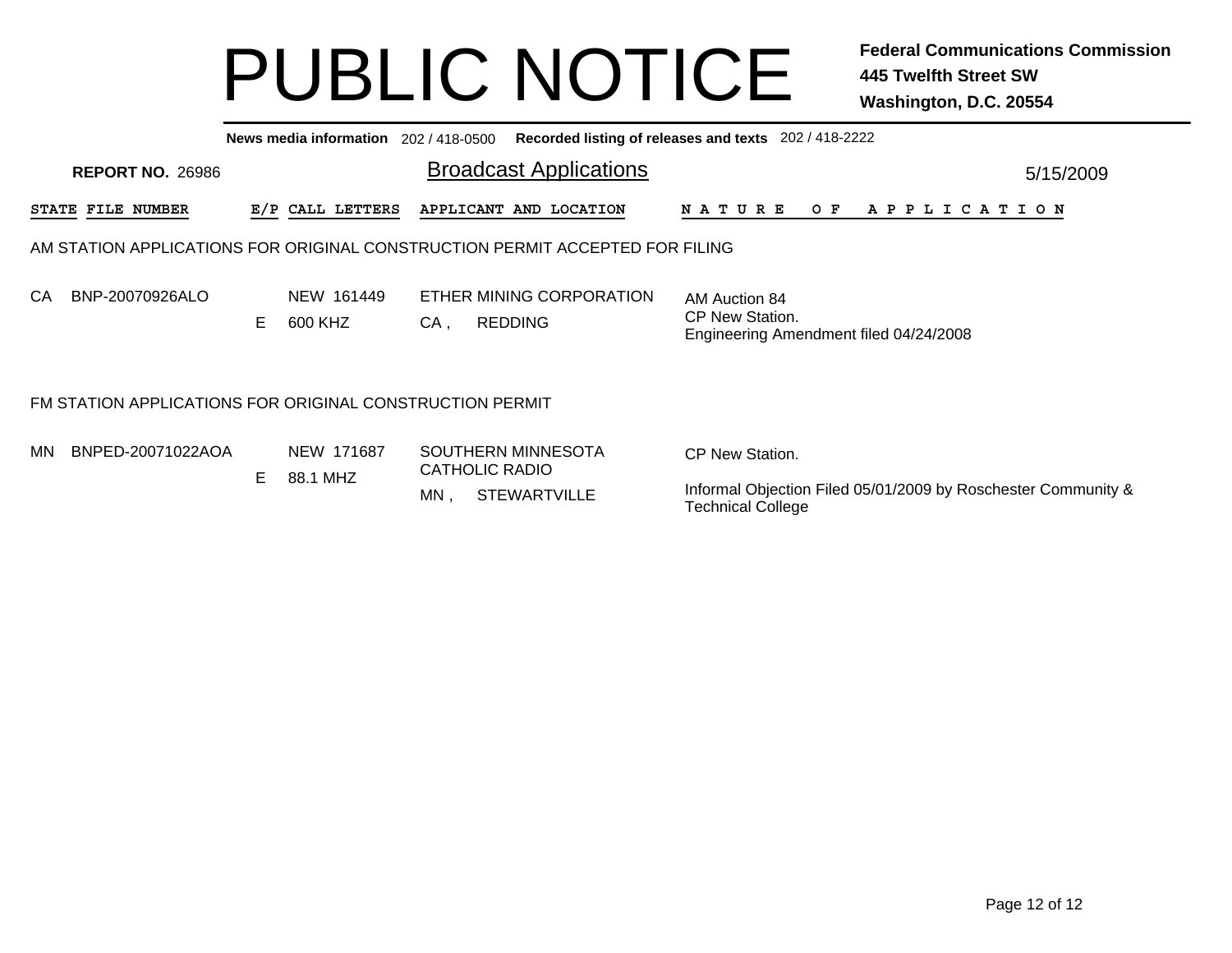# PUBLIC NOTICE

**Federal Communications Commission**
**445 Twelfth Street SW**
**Washington, D.C. 20554**

**News media information** 202 / 418-0500 **Recorded listing of releases and texts** 202 / 418-2222

**REPORT NO.** 26986

## Broadcast Applications

5/15/2009

| STATE | FILE NUMBER | E/P | CALL LETTERS | APPLICANT AND LOCATION | NATURE OF APPLICATION |
|---|---|---|---|---|---|

AM STATION APPLICATIONS FOR ORIGINAL CONSTRUCTION PERMIT ACCEPTED FOR FILING

| STATE | FILE NUMBER | E/P | CALL LETTERS | APPLICANT AND LOCATION | NATURE OF APPLICATION |
|---|---|---|---|---|---|
| CA | BNP-20070926ALO | E | NEW 161449<br>600 KHZ | ETHER MINING CORPORATION<br>CA , REDDING | AM Auction 84<br>CP New Station.<br>Engineering Amendment filed 04/24/2008 |

FM STATION APPLICATIONS FOR ORIGINAL CONSTRUCTION PERMIT

| STATE | FILE NUMBER | E/P | CALL LETTERS | APPLICANT AND LOCATION | NATURE OF APPLICATION |
|---|---|---|---|---|---|
| MN | BNPED-20071022AOA | E | NEW 171687<br>88.1 MHZ | SOUTHERN MINNESOTA CATHOLIC RADIO<br>MN , STEWARTVILLE | CP New Station.<br>Informal Objection Filed 05/01/2009 by Roschester Community & Technical College |